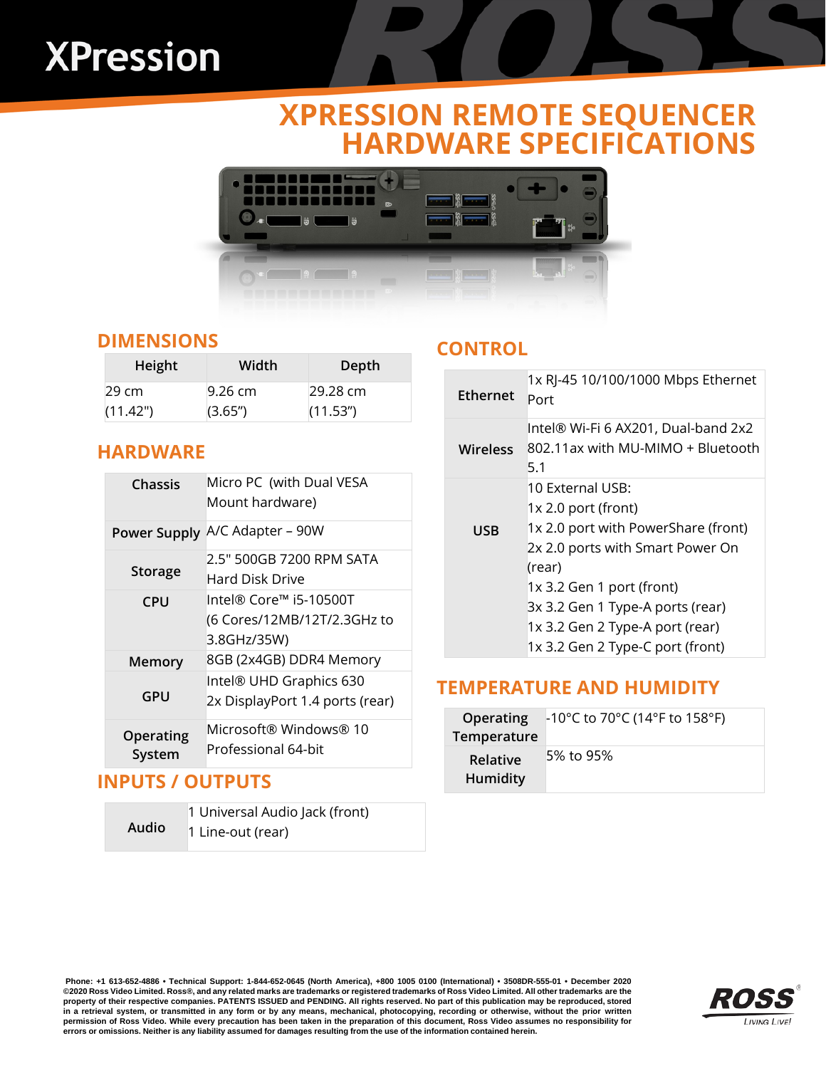# XPression

# XPRESSION REMOTE SEQUENCER HARDWARE SPECIFICATIONS

## DIMENSIONS

| Height | Width | Depth |
|---|---|---|
| 29 cm (11.42") | 9.26 cm (3.65") | 29.28 cm (11.53") |

## HARDWARE

| | |
|---|---|
| Chassis | Micro PC (with Dual VESA Mount hardware) |
| Power Supply | A/C Adapter – 90W |
| Storage | 2.5" 500GB 7200 RPM SATA Hard Disk Drive |
| CPU | Intel® Core™ i5-10500T (6 Cores/12MB/12T/2.3GHz to 3.8GHz/35W) |
| Memory | 8GB (2x4GB) DDR4 Memory |
| GPU | Intel® UHD Graphics 630<br>2x DisplayPort 1.4 ports (rear) |
| Operating System | Microsoft® Windows® 10 Professional 64-bit |

## INPUTS / OUTPUTS

| | |
|---|---|
| Audio | 1 Universal Audio Jack (front)<br>1 Line-out (rear) |

## CONTROL

| | |
|---|---|
| Ethernet | 1x RJ-45 10/100/1000 Mbps Ethernet Port |
| Wireless | Intel® Wi-Fi 6 AX201, Dual-band 2x2 802.11ax with MU-MIMO + Bluetooth 5.1 |
| USB | 10 External USB:<br>1x 2.0 port (front)<br>1x 2.0 port with PowerShare (front)<br>2x 2.0 ports with Smart Power On (rear)<br>1x 3.2 Gen 1 port (front)<br>3x 3.2 Gen 1 Type-A ports (rear)<br>1x 3.2 Gen 2 Type-A port (rear)<br>1x 3.2 Gen 2 Type-C port (front) |

## TEMPERATURE AND HUMIDITY

| | |
|---|---|
| Operating Temperature | -10°C to 70°C (14°F to 158°F) |
| Relative Humidity | 5% to 95% |

**Phone: +1 613-652-4886 • Technical Support: 1-844-652-0645 (North America), +800 1005 0100 (International) • 3508DR-555-01 • December 2020**
**©2020 Ross Video Limited. Ross®, and any related marks are trademarks or registered trademarks of Ross Video Limited. All other trademarks are the property of their respective companies. PATENTS ISSUED and PENDING. All rights reserved. No part of this publication may be reproduced, stored in a retrieval system, or transmitted in any form or by any means, mechanical, photocopying, recording or otherwise, without the prior written permission of Ross Video. While every precaution has been taken in the preparation of this document, Ross Video assumes no responsibility for errors or omissions. Neither is any liability assumed for damages resulting from the use of the information contained herein.**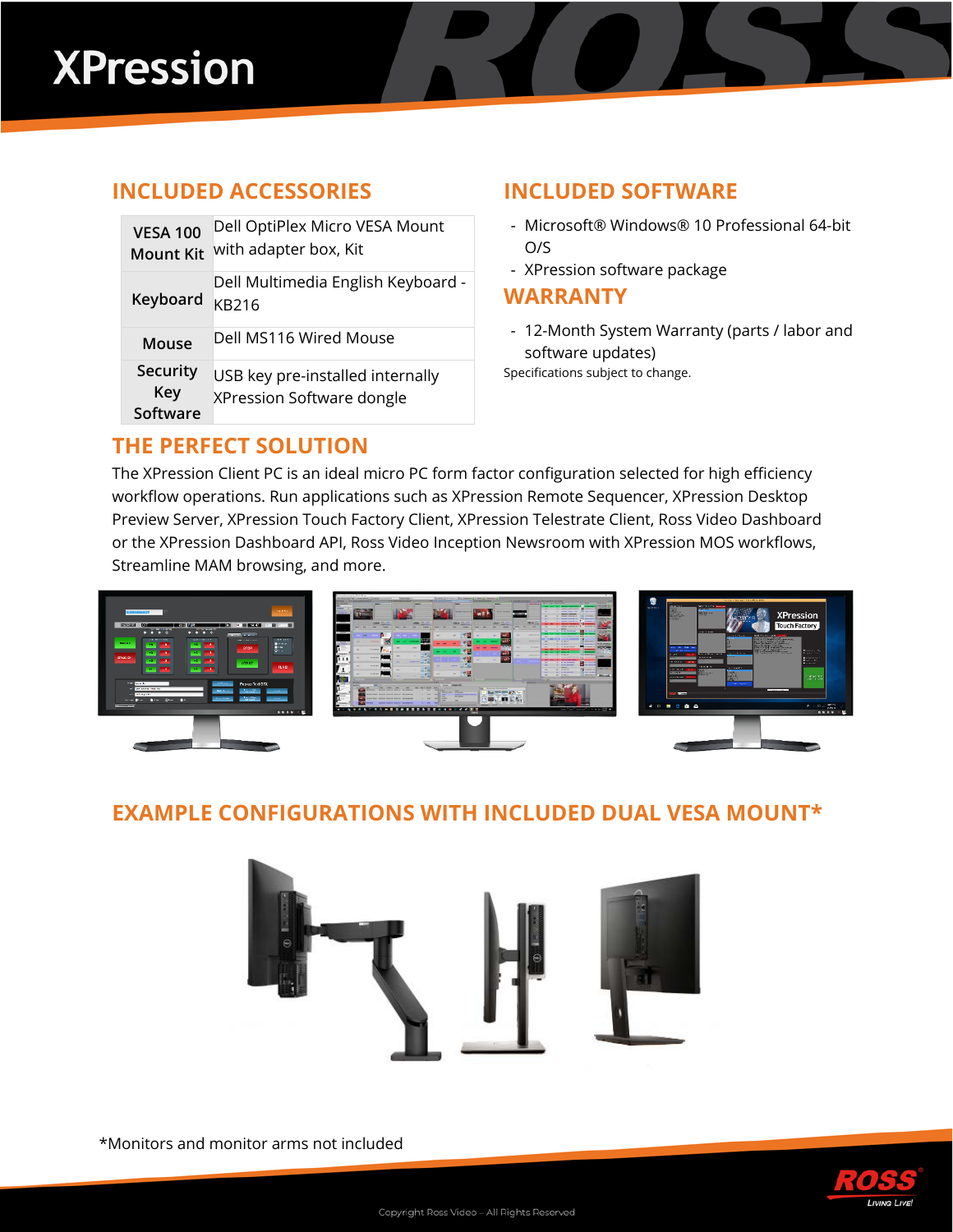# XPression

## INCLUDED ACCESSORIES

| | |
|---|---|
| VESA 100 Mount Kit | Dell OptiPlex Micro VESA Mount with adapter box, Kit |
| Keyboard | Dell Multimedia English Keyboard - KB216 |
| Mouse | Dell MS116 Wired Mouse |
| Security Key Software | USB key pre-installed internally XPression Software dongle |

## INCLUDED SOFTWARE

- Microsoft® Windows® 10 Professional 64-bit O/S
- XPression software package

## WARRANTY

- 12-Month System Warranty (parts / labor and software updates)

Specifications subject to change.

## THE PERFECT SOLUTION

The XPression Client PC is an ideal micro PC form factor configuration selected for high efficiency workflow operations. Run applications such as XPression Remote Sequencer, XPression Desktop Preview Server, XPression Touch Factory Client, XPression Telestrate Client, Ross Video Dashboard or the XPression Dashboard API, Ross Video Inception Newsroom with XPression MOS workflows, Streamline MAM browsing, and more.

## EXAMPLE CONFIGURATIONS WITH INCLUDED DUAL VESA MOUNT*

*Monitors and monitor arms not included